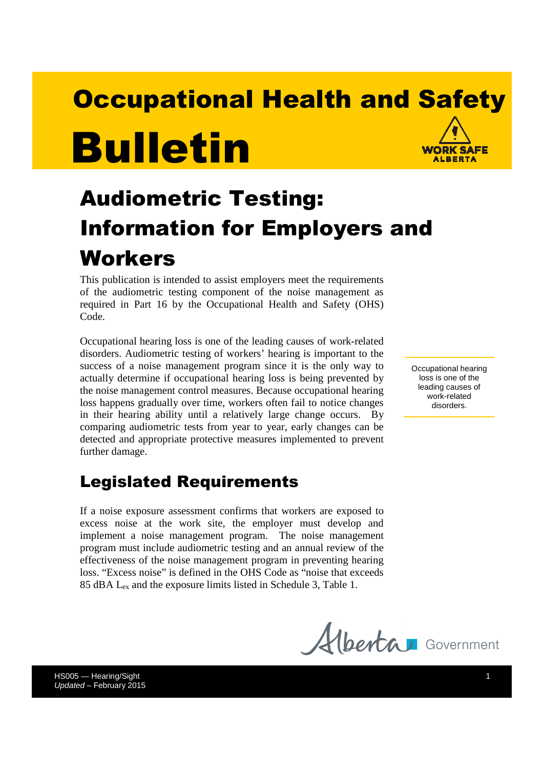# Occupational Health and Safety Bulletin

## Audiometric Testing: Information for Employers and Workers

This publication is intended to assist employers meet the requirements of the audiometric testing component of the noise management as required in Part 16 by the Occupational Health and Safety (OHS) Code.

Occupational hearing loss is one of the leading causes of work-related disorders. Audiometric testing of workers' hearing is important to the success of a noise management program since it is the only way to actually determine if occupational hearing loss is being prevented by the noise management control measures. Because occupational hearing loss happens gradually over time, workers often fail to notice changes in their hearing ability until a relatively large change occurs. By comparing audiometric tests from year to year, early changes can be detected and appropriate protective measures implemented to prevent further damage.

> Occupational hearing loss is one of the leading causes of work-related disorders.

### Legislated Requirements

If a noise exposure assessment confirms that workers are exposed to excess noise at the work site, the employer must develop and implement a noise management program. The noise management program must include audiometric testing and an annual review of the effectiveness of the noise management program in preventing hearing loss. "Excess noise" is defined in the OHS Code as "noise that exceeds 85 dBA $L_{ex}$ and the exposure limits listed in Schedule 3, Table 1.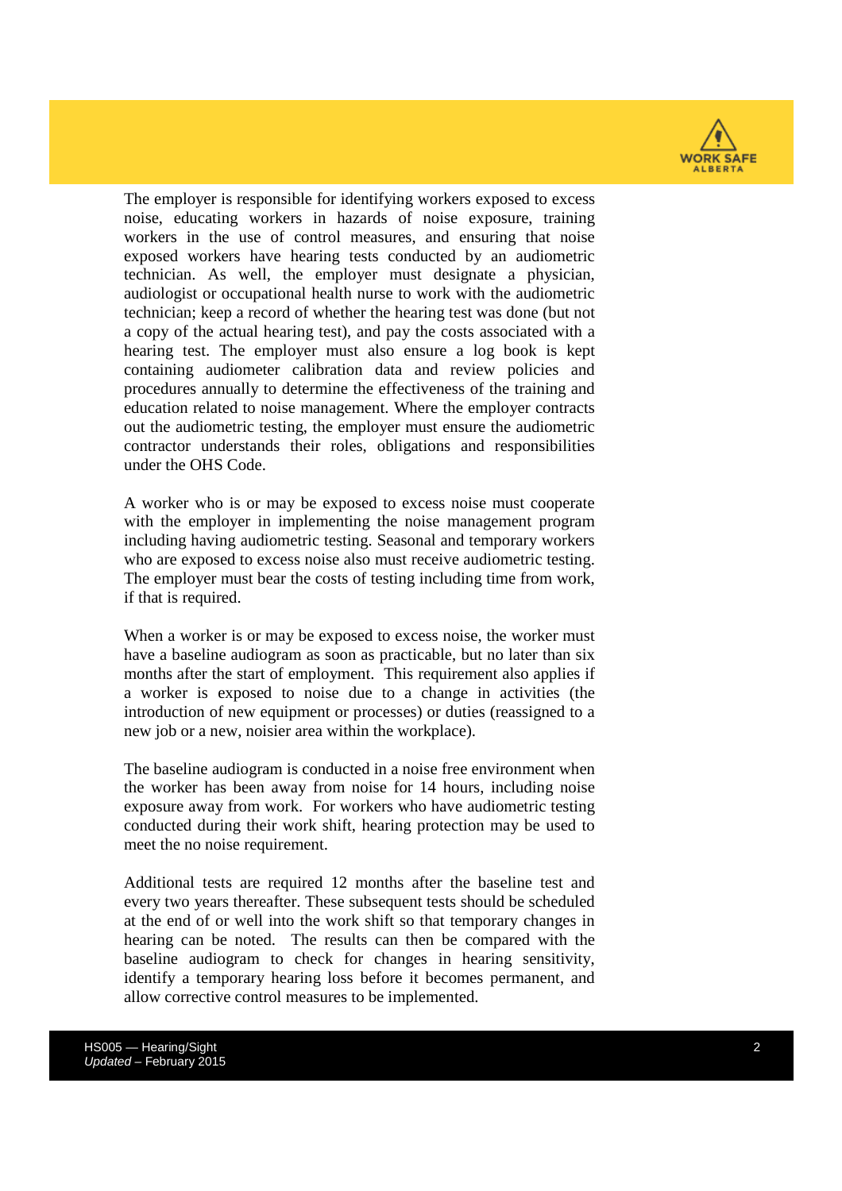The employer is responsible for identifying workers exposed to excess noise, educating workers in hazards of noise exposure, training workers in the use of control measures, and ensuring that noise exposed workers have hearing tests conducted by an audiometric technician. As well, the employer must designate a physician, audiologist or occupational health nurse to work with the audiometric technician; keep a record of whether the hearing test was done (but not a copy of the actual hearing test), and pay the costs associated with a hearing test. The employer must also ensure a log book is kept containing audiometer calibration data and review policies and procedures annually to determine the effectiveness of the training and education related to noise management. Where the employer contracts out the audiometric testing, the employer must ensure the audiometric contractor understands their roles, obligations and responsibilities under the OHS Code.

A worker who is or may be exposed to excess noise must cooperate with the employer in implementing the noise management program including having audiometric testing. Seasonal and temporary workers who are exposed to excess noise also must receive audiometric testing. The employer must bear the costs of testing including time from work, if that is required.

When a worker is or may be exposed to excess noise, the worker must have a baseline audiogram as soon as practicable, but no later than six months after the start of employment. This requirement also applies if a worker is exposed to noise due to a change in activities (the introduction of new equipment or processes) or duties (reassigned to a new job or a new, noisier area within the workplace).

The baseline audiogram is conducted in a noise free environment when the worker has been away from noise for 14 hours, including noise exposure away from work. For workers who have audiometric testing conducted during their work shift, hearing protection may be used to meet the no noise requirement.

Additional tests are required 12 months after the baseline test and every two years thereafter. These subsequent tests should be scheduled at the end of or well into the work shift so that temporary changes in hearing can be noted. The results can then be compared with the baseline audiogram to check for changes in hearing sensitivity, identify a temporary hearing loss before it becomes permanent, and allow corrective control measures to be implemented.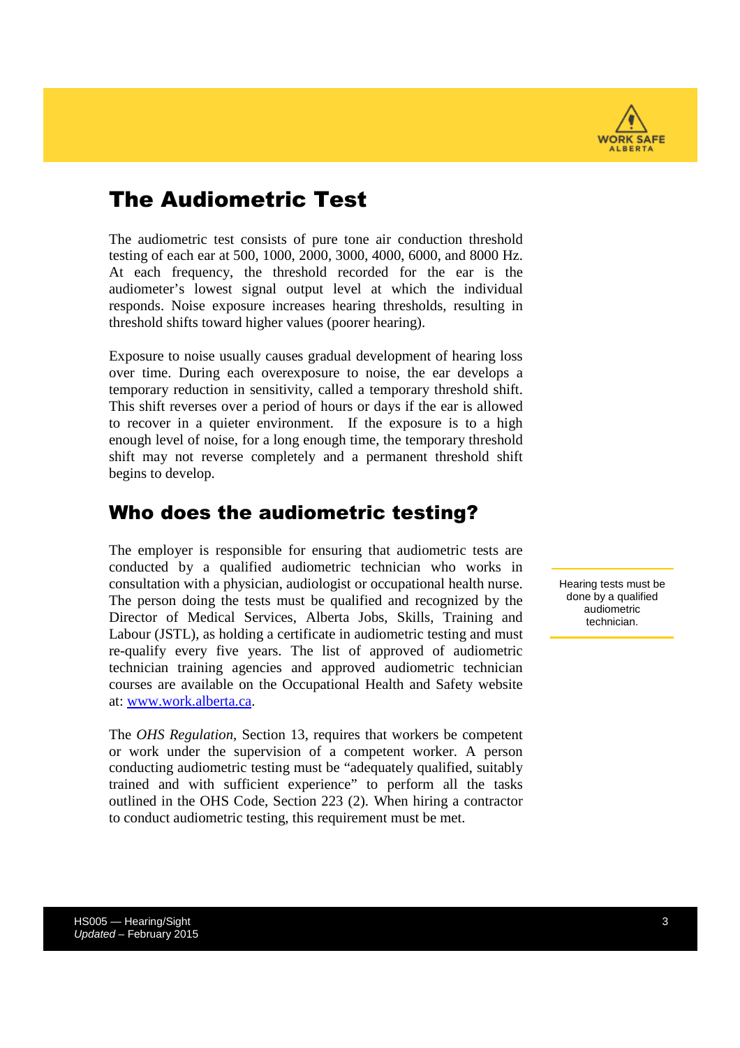## The Audiometric Test

The audiometric test consists of pure tone air conduction threshold testing of each ear at 500, 1000, 2000, 3000, 4000, 6000, and 8000 Hz. At each frequency, the threshold recorded for the ear is the audiometer's lowest signal output level at which the individual responds. Noise exposure increases hearing thresholds, resulting in threshold shifts toward higher values (poorer hearing).

Exposure to noise usually causes gradual development of hearing loss over time. During each overexposure to noise, the ear develops a temporary reduction in sensitivity, called a temporary threshold shift. This shift reverses over a period of hours or days if the ear is allowed to recover in a quieter environment. If the exposure is to a high enough level of noise, for a long enough time, the temporary threshold shift may not reverse completely and a permanent threshold shift begins to develop.

## Who does the audiometric testing?

The employer is responsible for ensuring that audiometric tests are conducted by a qualified audiometric technician who works in consultation with a physician, audiologist or occupational health nurse. The person doing the tests must be qualified and recognized by the Director of Medical Services, Alberta Jobs, Skills, Training and Labour (JSTL), as holding a certificate in audiometric testing and must re-qualify every five years. The list of approved audiometric technician training agencies and approved audiometric technician courses are available on the Occupational Health and Safety website at: www.work.alberta.ca.

Hearing tests must be done by a qualified audiometric technician.

The *OHS Regulation*, Section 13, requires that workers be competent or work under the supervision of a competent worker. A person conducting audiometric testing must be "adequately qualified, suitably trained and with sufficient experience" to perform all the tasks outlined in the OHS Code, Section 223 (2). When hiring a contractor to conduct audiometric testing, this requirement must be met.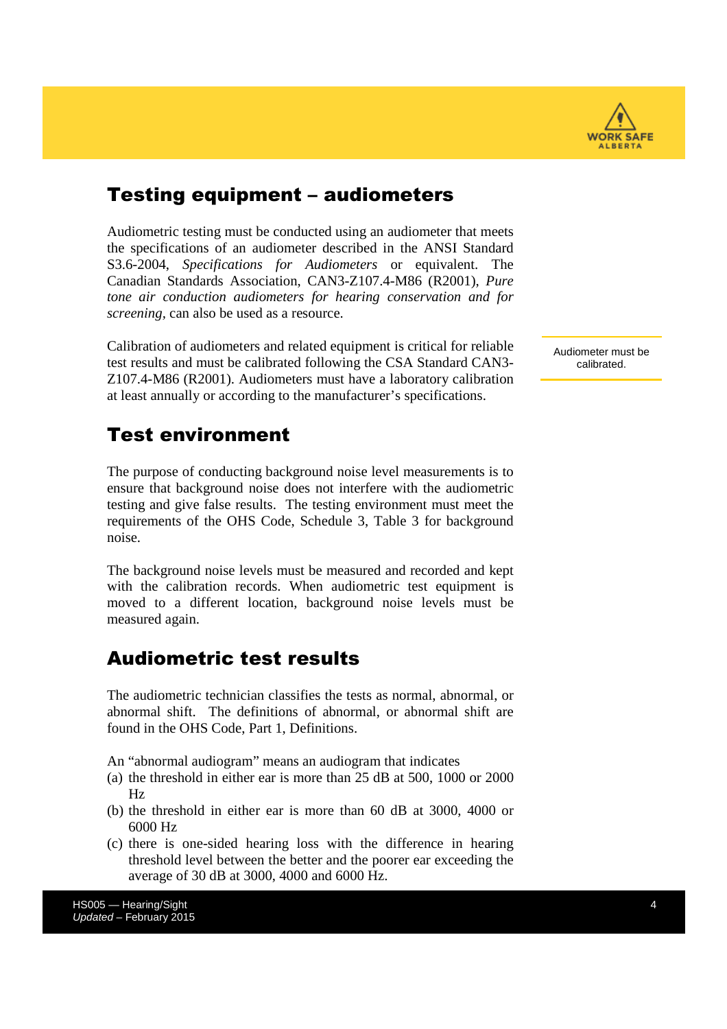## Testing equipment – audiometers

Audiometric testing must be conducted using an audiometer that meets the specifications of an audiometer described in the ANSI Standard S3.6-2004, *Specifications for Audiometers* or equivalent. The Canadian Standards Association, CAN3-Z107.4-M86 (R2001), *Pure tone air conduction audiometers for hearing conservation and for screening*, can also be used as a resource.

Calibration of audiometers and related equipment is critical for reliable test results and must be calibrated following the CSA Standard CAN3-Z107.4-M86 (R2001). Audiometers must have a laboratory calibration at least annually or according to the manufacturer's specifications.

Audiometer must be calibrated.

## Test environment

The purpose of conducting background noise level measurements is to ensure that background noise does not interfere with the audiometric testing and give false results. The testing environment must meet the requirements of the OHS Code, Schedule 3, Table 3 for background noise.

The background noise levels must be measured and recorded and kept with the calibration records. When audiometric test equipment is moved to a different location, background noise levels must be measured again.

## Audiometric test results

The audiometric technician classifies the tests as normal, abnormal, or abnormal shift. The definitions of abnormal, or abnormal shift are found in the OHS Code, Part 1, Definitions.

An "abnormal audiogram" means an audiogram that indicates

(a) the threshold in either ear is more than 25 dB at 500, 1000 or 2000 Hz
(b) the threshold in either ear is more than 60 dB at 3000, 4000 or 6000 Hz
(c) there is one-sided hearing loss with the difference in hearing threshold level between the better and the poorer ear exceeding the average of 30 dB at 3000, 4000 and 6000 Hz.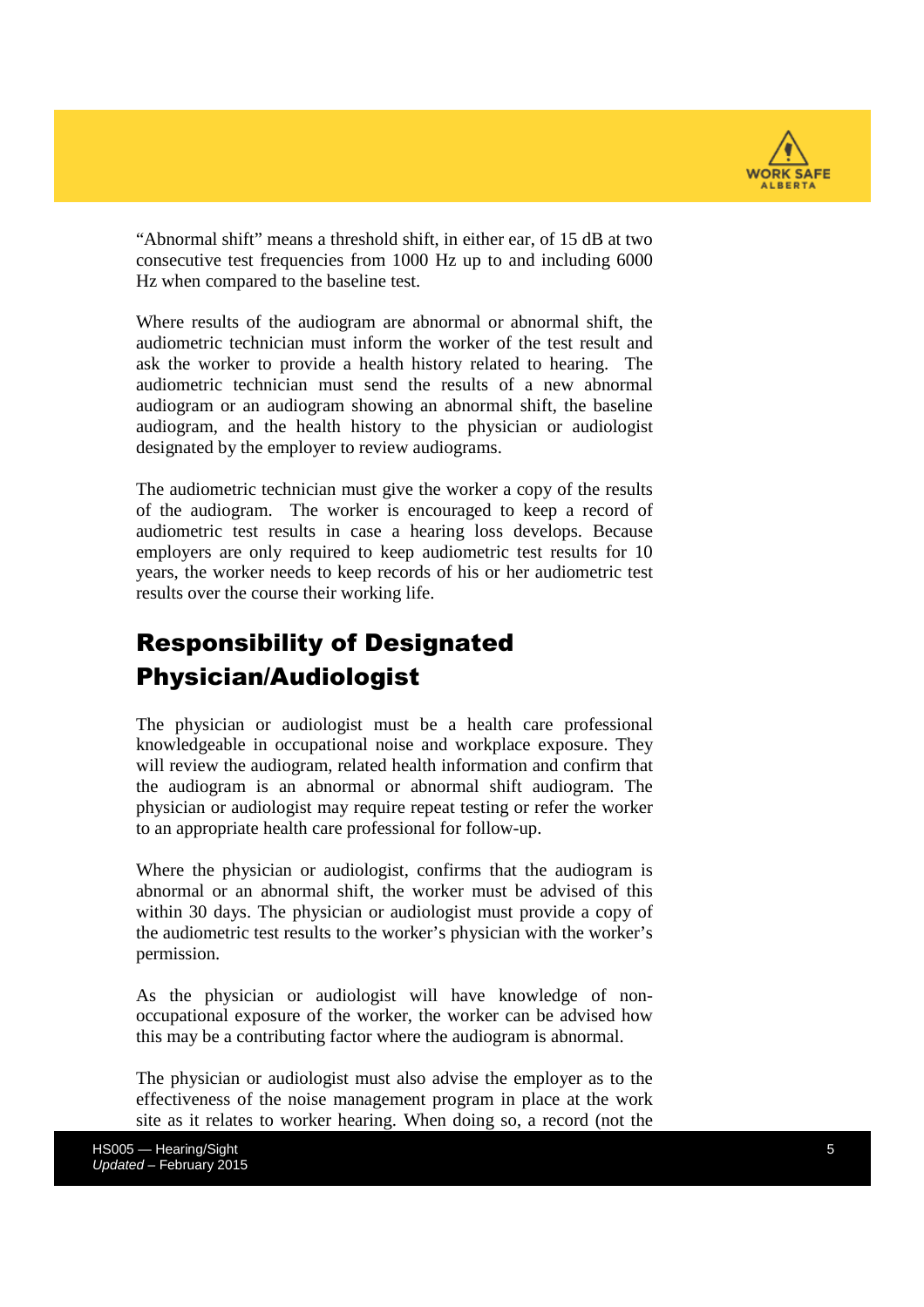"Abnormal shift" means a threshold shift, in either ear, of 15 dB at two consecutive test frequencies from 1000 Hz up to and including 6000 Hz when compared to the baseline test.

Where results of the audiogram are abnormal or abnormal shift, the audiometric technician must inform the worker of the test result and ask the worker to provide a health history related to hearing. The audiometric technician must send the results of a new abnormal audiogram or an audiogram showing an abnormal shift, the baseline audiogram, and the health history to the physician or audiologist designated by the employer to review audiograms.

The audiometric technician must give the worker a copy of the results of the audiogram. The worker is encouraged to keep a record of audiometric test results in case a hearing loss develops. Because employers are only required to keep audiometric test results for 10 years, the worker needs to keep records of his or her audiometric test results over the course their working life.

## Responsibility of Designated Physician/Audiologist

The physician or audiologist must be a health care professional knowledgeable in occupational noise and workplace exposure. They will review the audiogram, related health information and confirm that the audiogram is an abnormal or abnormal shift audiogram. The physician or audiologist may require repeat testing or refer the worker to an appropriate health care professional for follow-up.

Where the physician or audiologist, confirms that the audiogram is abnormal or an abnormal shift, the worker must be advised of this within 30 days. The physician or audiologist must provide a copy of the audiometric test results to the worker's physician with the worker's permission.

As the physician or audiologist will have knowledge of non-occupational exposure of the worker, the worker can be advised how this may be a contributing factor where the audiogram is abnormal.

The physician or audiologist must also advise the employer as to the effectiveness of the noise management program in place at the work site as it relates to worker hearing. When doing so, a record (not the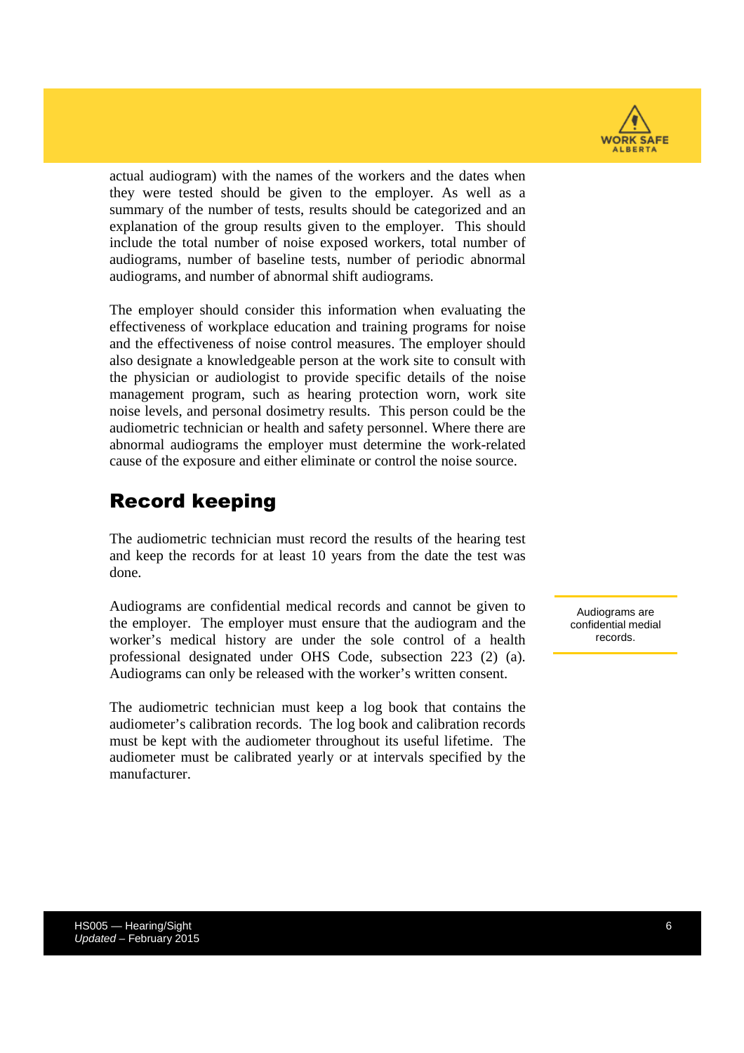actual audiogram) with the names of the workers and the dates when they were tested should be given to the employer. As well as a summary of the number of tests, results should be categorized and an explanation of the group results given to the employer. This should include the total number of noise exposed workers, total number of audiograms, number of baseline tests, number of periodic abnormal audiograms, and number of abnormal shift audiograms.

The employer should consider this information when evaluating the effectiveness of workplace education and training programs for noise and the effectiveness of noise control measures. The employer should also designate a knowledgeable person at the work site to consult with the physician or audiologist to provide specific details of the noise management program, such as hearing protection worn, work site noise levels, and personal dosimetry results. This person could be the audiometric technician or health and safety personnel. Where there are abnormal audiograms the employer must determine the work-related cause of the exposure and either eliminate or control the noise source.

## Record keeping

The audiometric technician must record the results of the hearing test and keep the records for at least 10 years from the date the test was done.

Audiograms are confidential medical records and cannot be given to the employer. The employer must ensure that the audiogram and the worker's medical history are under the sole control of a health professional designated under OHS Code, subsection 223 (2) (a). Audiograms can only be released with the worker's written consent.

Audiograms are confidential medial records.

The audiometric technician must keep a log book that contains the audiometer's calibration records. The log book and calibration records must be kept with the audiometer throughout its useful lifetime. The audiometer must be calibrated yearly or at intervals specified by the manufacturer.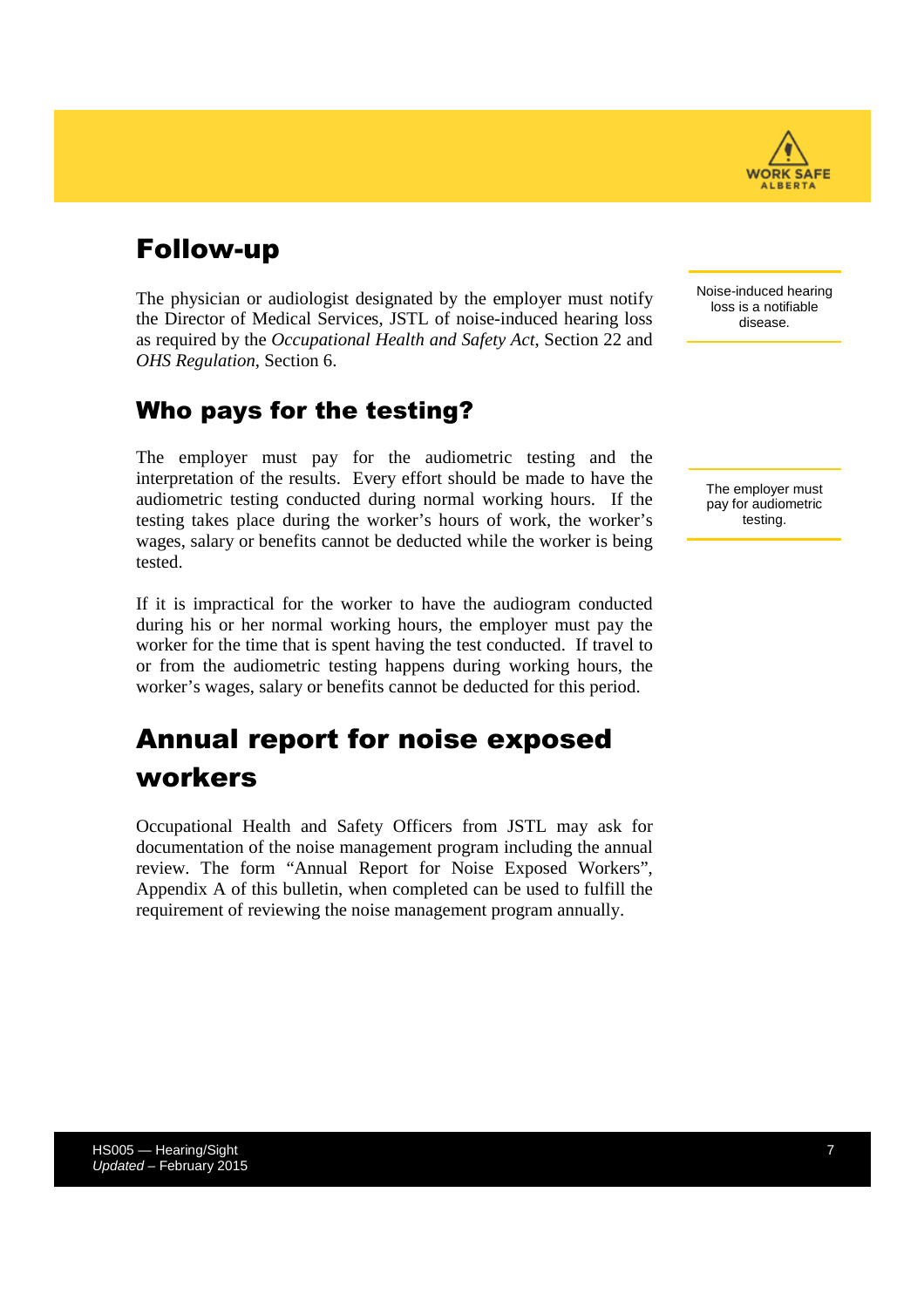## Follow-up

The physician or audiologist designated by the employer must notify the Director of Medical Services, JSTL of noise-induced hearing loss as required by the *Occupational Health and Safety Act*, Section 22 and *OHS Regulation*, Section 6.

Noise-induced hearing loss is a notifiable disease.

### Who pays for the testing?

The employer must pay for the audiometric testing and the interpretation of the results. Every effort should be made to have the audiometric testing conducted during normal working hours. If the testing takes place during the worker's hours of work, the worker's wages, salary or benefits cannot be deducted while the worker is being tested.

The employer must pay for audiometric testing.

If it is impractical for the worker to have the audiogram conducted during his or her normal working hours, the employer must pay the worker for the time that is spent having the test conducted. If travel to or from the audiometric testing happens during working hours, the worker's wages, salary or benefits cannot be deducted for this period.

## Annual report for noise exposed workers

Occupational Health and Safety Officers from JSTL may ask for documentation of the noise management program including the annual review. The form "Annual Report for Noise Exposed Workers", Appendix A of this bulletin, when completed can be used to fulfill the requirement of reviewing the noise management program annually.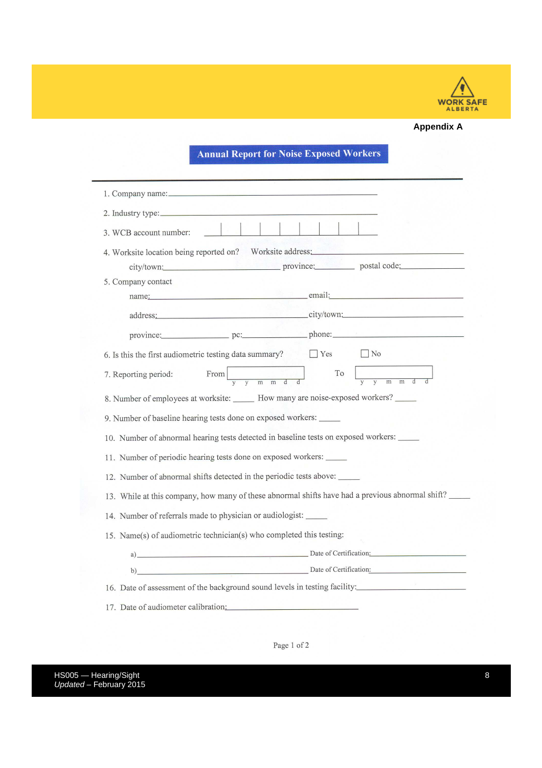**Appendix A**

# Annual Report for Noise Exposed Workers

1. Company name: \_\_\_\_\_\_\_\_\_\_\_\_\_\_\_\_\_\_\_\_\_\_\_\_\_\_\_\_\_\_\_\_\_\_\_\_\_\_\_\_

2. Industry type: \_\_\_\_\_\_\_\_\_\_\_\_\_\_\_\_\_\_\_\_\_\_\_\_\_\_\_\_\_\_\_\_\_\_\_\_\_\_\_\_

3. WCB account number: |  |  |  |  |  |  |  |  |

4. Worksite location being reported on? Worksite address: \_\_\_\_\_\_\_\_\_\_\_\_\_\_\_\_\_\_\_\_

   city/town: \_\_\_\_\_\_\_\_\_\_\_\_\_\_\_\_\_\_\_\_ province: \_\_\_\_\_\_\_\_\_\_ postal code: \_\_\_\_\_\_\_\_\_\_

5. Company contact

   name: \_\_\_\_\_\_\_\_\_\_\_\_\_\_\_\_\_\_\_\_\_\_\_\_\_\_\_\_ email: \_\_\_\_\_\_\_\_\_\_\_\_\_\_\_\_\_\_\_\_\_\_\_\_

   address: \_\_\_\_\_\_\_\_\_\_\_\_\_\_\_\_\_\_\_\_\_\_\_\_\_\_\_\_ city/town: \_\_\_\_\_\_\_\_\_\_\_\_\_\_\_\_\_\_\_\_\_\_\_\_

   province: \_\_\_\_\_\_\_\_\_\_\_\_ pc: \_\_\_\_\_\_\_\_\_\_\_\_ phone: \_\_\_\_\_\_\_\_\_\_\_\_\_\_\_\_\_\_\_\_\_\_\_\_

6. Is this the first audiometric testing data summary? ☐ Yes ☐ No

7. Reporting period: From \_\_\_\_\_\_\_\_\_\_\_\_ (y y m m d d) To \_\_\_\_\_\_\_\_\_\_\_\_ (y y m m d d)

8. Number of employees at worksite: \_\_\_\_\_ How many are noise-exposed workers? \_\_\_\_\_

9. Number of baseline hearing tests done on exposed workers: \_\_\_\_\_

10. Number of abnormal hearing tests detected in baseline tests on exposed workers: \_\_\_\_\_

11. Number of periodic hearing tests done on exposed workers: \_\_\_\_\_

12. Number of abnormal shifts detected in the periodic tests above: \_\_\_\_\_

13. While at this company, how many of these abnormal shifts have had a previous abnormal shift? \_\_\_\_\_

14. Number of referrals made to physician or audiologist: \_\_\_\_\_

15. Name(s) of audiometric technician(s) who completed this testing:

    a) \_\_\_\_\_\_\_\_\_\_\_\_\_\_\_\_\_\_\_\_\_\_\_\_\_\_\_\_ Date of Certification: \_\_\_\_\_\_\_\_\_\_\_\_\_\_\_\_

    b) \_\_\_\_\_\_\_\_\_\_\_\_\_\_\_\_\_\_\_\_\_\_\_\_\_\_\_\_ Date of Certification: \_\_\_\_\_\_\_\_\_\_\_\_\_\_\_\_

16. Date of assessment of the background sound levels in testing facility: \_\_\_\_\_\_\_\_\_\_\_\_\_\_\_\_

17. Date of audiometer calibration: \_\_\_\_\_\_\_\_\_\_\_\_\_\_\_\_\_\_\_\_\_\_\_\_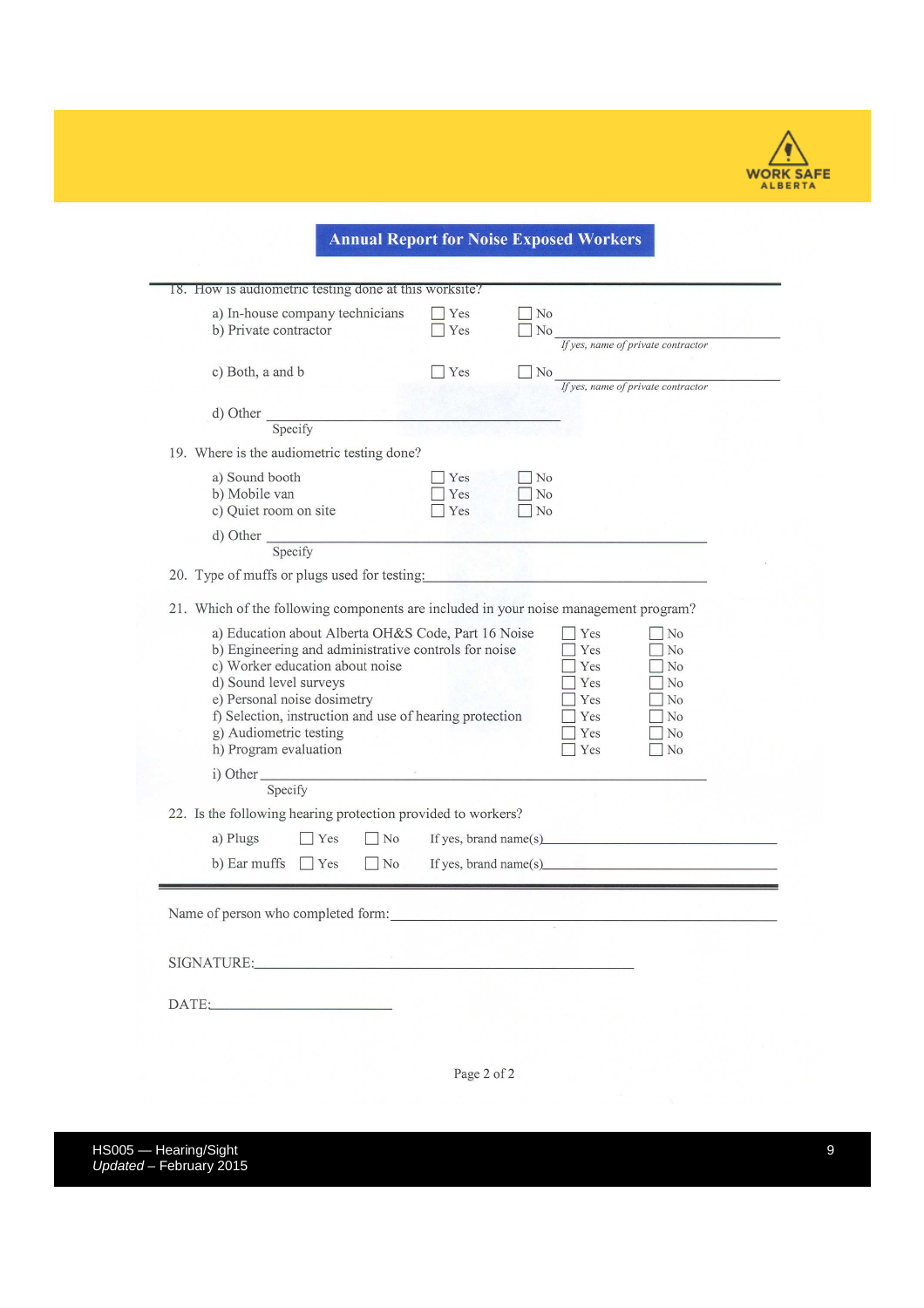## Annual Report for Noise Exposed Workers

18. How is audiometric testing done at this worksite?

   a) In-house company technicians ☐ Yes ☐ No

   b) Private contractor ☐ Yes ☐ No ____________________ *If yes, name of private contractor*

   c) Both, a and b ☐ Yes ☐ No ____________________ *If yes, name of private contractor*

   d) Other ____________________ Specify

19. Where is the audiometric testing done?

   a) Sound booth ☐ Yes ☐ No

   b) Mobile van ☐ Yes ☐ No

   c) Quiet room on site ☐ Yes ☐ No

   d) Other ____________________ Specify

20. Type of muffs or plugs used for testing: ____________________

21. Which of the following components are included in your noise management program?

   a) Education about Alberta OH&S Code, Part 16 Noise ☐ Yes ☐ No

   b) Engineering and administrative controls for noise ☐ Yes ☐ No

   c) Worker education about noise ☐ Yes ☐ No

   d) Sound level surveys ☐ Yes ☐ No

   e) Personal noise dosimetry ☐ Yes ☐ No

   f) Selection, instruction and use of hearing protection ☐ Yes ☐ No

   g) Audiometric testing ☐ Yes ☐ No

   h) Program evaluation ☐ Yes ☐ No

   i) Other ____________________ Specify

22. Is the following hearing protection provided to workers?

   a) Plugs ☐ Yes ☐ No If yes, brand name(s) ____________________

   b) Ear muffs ☐ Yes ☐ No If yes, brand name(s) ____________________

---

Name of person who completed form: ____________________

SIGNATURE: ____________________

DATE: ____________________

Page 2 of 2

HS005 — Hearing/Sight
*Updated* – February 2015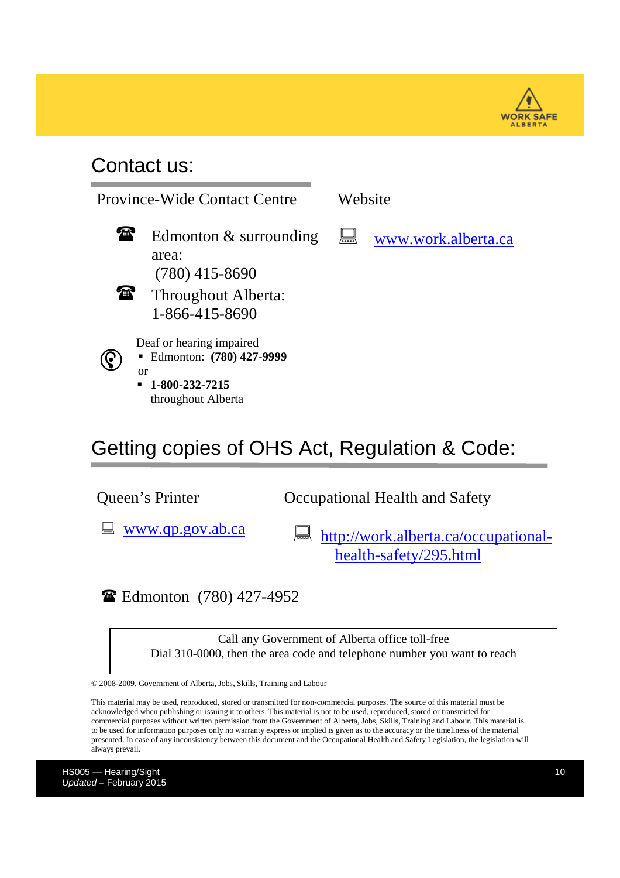## Contact us:

**Province-Wide Contact Centre**

☎ Edmonton & surrounding area:
(780) 415-8690

☎ Throughout Alberta:
1-866-415-8690

Deaf or hearing impaired

- Edmonton: **(780) 427-9999**

or

- **1-800-232-7215** throughout Alberta

**Website**

www.work.alberta.ca

## Getting copies of OHS Act, Regulation & Code:

**Queen's Printer**

www.qp.gov.ab.ca

☎ Edmonton (780) 427-4952

**Occupational Health and Safety**

http://work.alberta.ca/occupational-health-safety/295.html

Call any Government of Alberta office toll-free
Dial 310-0000, then the area code and telephone number you want to reach

© 2008-2009, Government of Alberta, Jobs, Skills, Training and Labour

This material may be used, reproduced, stored or transmitted for non-commercial purposes. The source of this material must be acknowledged when publishing or issuing it to others. This material is not to be used, reproduced, stored or transmitted for commercial purposes without written permission from the Government of Alberta, Jobs, Skills, Training and Labour. This material is to be used for information purposes only no warranty express or implied is given as to the accuracy or the timeliness of the material presented. In case of any inconsistency between this document and the Occupational Health and Safety Legislation, the legislation will always prevail.